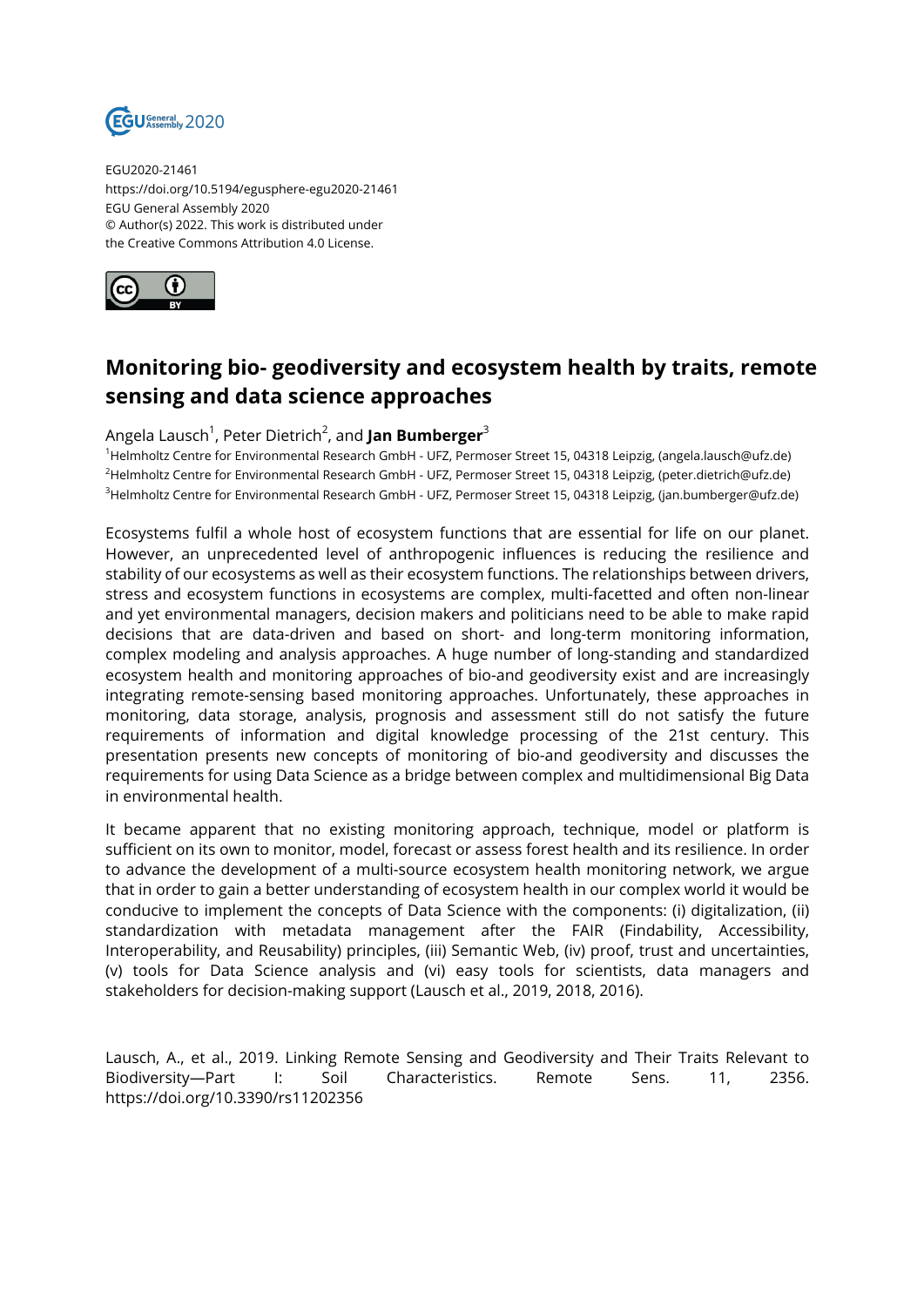EGU2020-21461
https://doi.org/10.5194/egusphere-egu2020-21461
EGU General Assembly 2020
© Author(s) 2022. This work is distributed under
the Creative Commons Attribution 4.0 License.

# Monitoring bio- geodiversity and ecosystem health by traits, remote sensing and data science approaches

Angela Lausch[1], Peter Dietrich[2], and **Jan Bumberger**[3]

[1]Helmholtz Centre for Environmental Research GmbH - UFZ, Permoser Street 15, 04318 Leipzig, (angela.lausch@ufz.de)
[2]Helmholtz Centre for Environmental Research GmbH - UFZ, Permoser Street 15, 04318 Leipzig, (peter.dietrich@ufz.de)
[3]Helmholtz Centre for Environmental Research GmbH - UFZ, Permoser Street 15, 04318 Leipzig, (jan.bumberger@ufz.de)

Ecosystems fulfil a whole host of ecosystem functions that are essential for life on our planet. However, an unprecedented level of anthropogenic influences is reducing the resilience and stability of our ecosystems as well as their ecosystem functions. The relationships between drivers, stress and ecosystem functions in ecosystems are complex, multi-facetted and often non-linear and yet environmental managers, decision makers and politicians need to be able to make rapid decisions that are data-driven and based on short- and long-term monitoring information, complex modeling and analysis approaches. A huge number of long-standing and standardized ecosystem health and monitoring approaches of bio-and geodiversity exist and are increasingly integrating remote-sensing based monitoring approaches. Unfortunately, these approaches in monitoring, data storage, analysis, prognosis and assessment still do not satisfy the future requirements of information and digital knowledge processing of the 21st century. This presentation presents new concepts of monitoring of bio-and geodiversity and discusses the requirements for using Data Science as a bridge between complex and multidimensional Big Data in environmental health.

It became apparent that no existing monitoring approach, technique, model or platform is sufficient on its own to monitor, model, forecast or assess forest health and its resilience. In order to advance the development of a multi-source ecosystem health monitoring network, we argue that in order to gain a better understanding of ecosystem health in our complex world it would be conducive to implement the concepts of Data Science with the components: (i) digitalization, (ii) standardization with metadata management after the FAIR (Findability, Accessibility, Interoperability, and Reusability) principles, (iii) Semantic Web, (iv) proof, trust and uncertainties, (v) tools for Data Science analysis and (vi) easy tools for scientists, data managers and stakeholders for decision-making support (Lausch et al., 2019, 2018, 2016).

Lausch, A., et al., 2019. Linking Remote Sensing and Geodiversity and Their Traits Relevant to Biodiversity—Part I: Soil Characteristics. Remote Sens. 11, 2356. https://doi.org/10.3390/rs11202356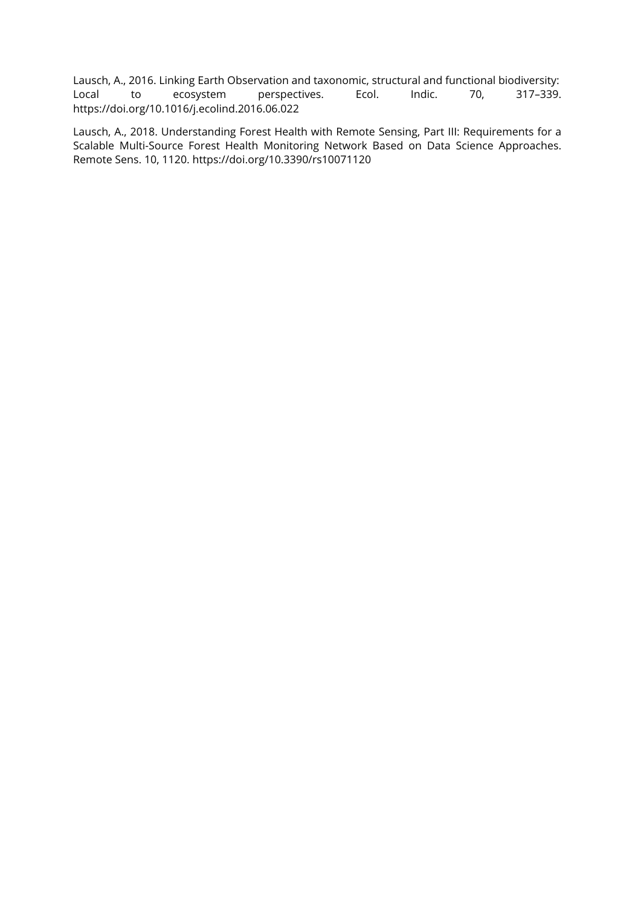Lausch, A., 2016. Linking Earth Observation and taxonomic, structural and functional biodiversity: Local to ecosystem perspectives. Ecol. Indic. 70, 317–339. https://doi.org/10.1016/j.ecolind.2016.06.022

Lausch, A., 2018. Understanding Forest Health with Remote Sensing, Part III: Requirements for a Scalable Multi-Source Forest Health Monitoring Network Based on Data Science Approaches. Remote Sens. 10, 1120. https://doi.org/10.3390/rs10071120